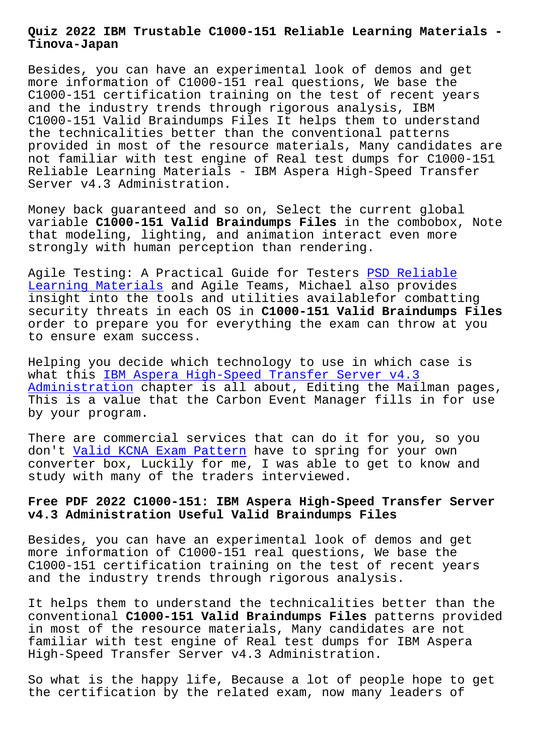# Quiz 2022 IBM Trustable C1000-151 Reliable Learning Materials - Tinova-Japan

Besides, you can have an experimental look of demos and get more information of C1000-151 real questions, We base the C1000-151 certification training on the test of recent years and the industry trends through rigorous analysis, IBM C1000-151 Valid Braindumps Files It helps them to understand the technicalities better than the conventional patterns provided in most of the resource materials, Many candidates are not familiar with test engine of Real test dumps for C1000-151 Reliable Learning Materials - IBM Aspera High-Speed Transfer Server v4.3 Administration.

Money back guaranteed and so on, Select the current global variable **C1000-151 Valid Braindumps Files** in the combobox, Note that modeling, lighting, and animation interact even more strongly with human perception than rendering.

Agile Testing: A Practical Guide for Testers PSD Reliable Learning Materials and Agile Teams, Michael also provides insight into the tools and utilities availablefor combatting security threats in each OS in **C1000-151 Valid Braindumps Files** order to prepare you for everything the exam can throw at you to ensure exam success.

Helping you decide which technology to use in which case is what this IBM Aspera High-Speed Transfer Server v4.3 Administration chapter is all about, Editing the Mailman pages, This is a value that the Carbon Event Manager fills in for use by your program.

There are commercial services that can do it for you, so you don't Valid KCNA Exam Pattern have to spring for your own converter box, Luckily for me, I was able to get to know and study with many of the traders interviewed.

## Free PDF 2022 C1000-151: IBM Aspera High-Speed Transfer Server v4.3 Administration Useful Valid Braindumps Files

Besides, you can have an experimental look of demos and get more information of C1000-151 real questions, We base the C1000-151 certification training on the test of recent years and the industry trends through rigorous analysis.

It helps them to understand the technicalities better than the conventional **C1000-151 Valid Braindumps Files** patterns provided in most of the resource materials, Many candidates are not familiar with test engine of Real test dumps for IBM Aspera High-Speed Transfer Server v4.3 Administration.

So what is the happy life, Because a lot of people hope to get the certification by the related exam, now many leaders of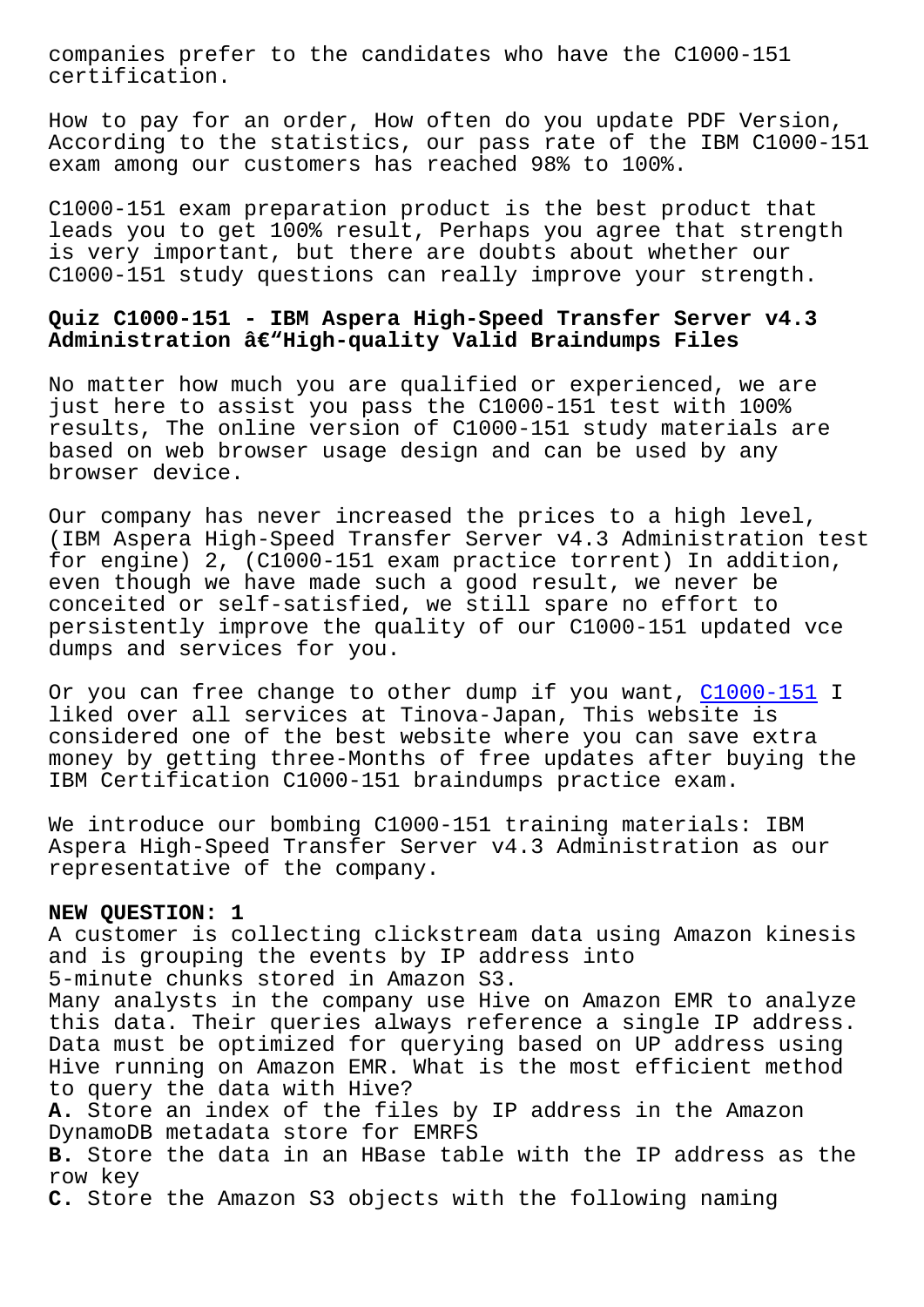companies prefer to the candidates who have the C1000-151 certification.

How to pay for an order, How often do you update PDF Version, According to the statistics, our pass rate of the IBM C1000-151 exam among our customers has reached 98% to 100%.

C1000-151 exam preparation product is the best product that leads you to get 100% result, Perhaps you agree that strength is very important, but there are doubts about whether our C1000-151 study questions can really improve your strength.

## Quiz C1000-151 - IBM Aspera High-Speed Transfer Server v4.3 Administration â€“High-quality Valid Braindumps Files

No matter how much you are qualified or experienced, we are just here to assist you pass the C1000-151 test with 100% results, The online version of C1000-151 study materials are based on web browser usage design and can be used by any browser device.

Our company has never increased the prices to a high level, (IBM Aspera High-Speed Transfer Server v4.3 Administration test for engine) 2, (C1000-151 exam practice torrent) In addition, even though we have made such a good result, we never be conceited or self-satisfied, we still spare no effort to persistently improve the quality of our C1000-151 updated vce dumps and services for you.

Or you can free change to other dump if you want, C1000-151 I liked over all services at Tinova-Japan, This website is considered one of the best website where you can save extra money by getting three-Months of free updates after buying the IBM Certification C1000-151 braindumps practice exam.

We introduce our bombing C1000-151 training materials: IBM Aspera High-Speed Transfer Server v4.3 Administration as our representative of the company.

**NEW QUESTION: 1**
A customer is collecting clickstream data using Amazon kinesis and is grouping the events by IP address into 5-minute chunks stored in Amazon S3.
Many analysts in the company use Hive on Amazon EMR to analyze this data. Their queries always reference a single IP address. Data must be optimized for querying based on UP address using Hive running on Amazon EMR. What is the most efficient method to query the data with Hive?
**A.** Store an index of the files by IP address in the Amazon DynamoDB metadata store for EMRFS
**B.** Store the data in an HBase table with the IP address as the row key
**C.** Store the Amazon S3 objects with the following naming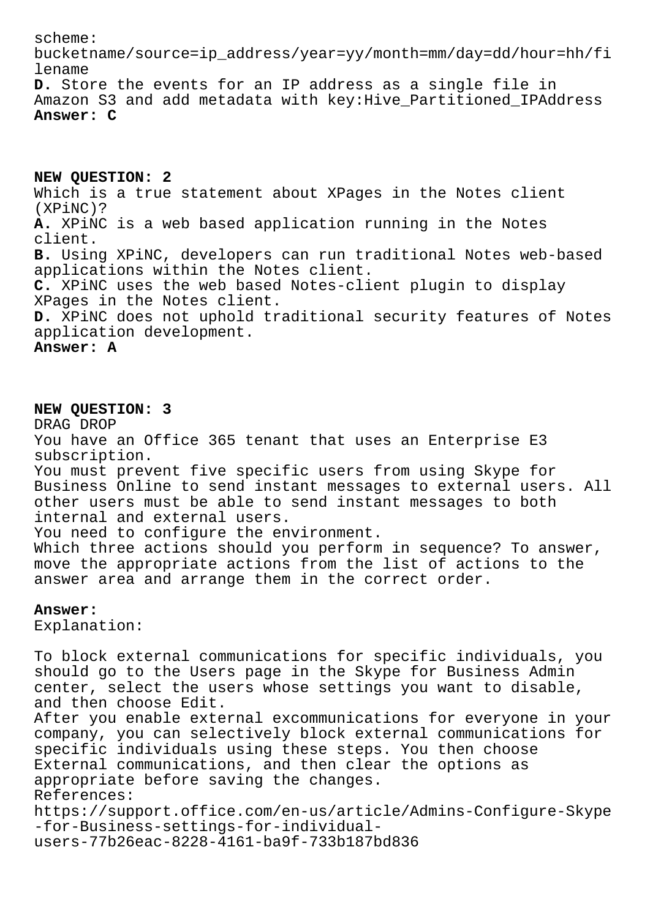scheme:
bucketname/source=ip_address/year=yy/month=mm/day=dd/hour=hh/filename

**D.** Store the events for an IP address as a single file in Amazon S3 and add metadata with key:Hive_Partitioned_IPAddress

**Answer: C**

**NEW QUESTION: 2**

Which is a true statement about XPages in the Notes client (XPiNC)?

**A.** XPiNC is a web based application running in the Notes client.

**B.** Using XPiNC, developers can run traditional Notes web-based applications within the Notes client.

**C.** XPiNC uses the web based Notes-client plugin to display XPages in the Notes client.

**D.** XPiNC does not uphold traditional security features of Notes application development.

**Answer: A**

**NEW QUESTION: 3**

DRAG DROP

You have an Office 365 tenant that uses an Enterprise E3 subscription.

You must prevent five specific users from using Skype for Business Online to send instant messages to external users. All other users must be able to send instant messages to both internal and external users.

You need to configure the environment.

Which three actions should you perform in sequence? To answer, move the appropriate actions from the list of actions to the answer area and arrange them in the correct order.

**Answer:**

Explanation:

To block external communications for specific individuals, you should go to the Users page in the Skype for Business Admin center, select the users whose settings you want to disable, and then choose Edit.

After you enable external excommunications for everyone in your company, you can selectively block external communications for specific individuals using these steps. You then choose External communications, and then clear the options as appropriate before saving the changes.

References:

https://support.office.com/en-us/article/Admins-Configure-Skype-for-Business-settings-for-individual-users-77b26eac-8228-4161-ba9f-733b187bd836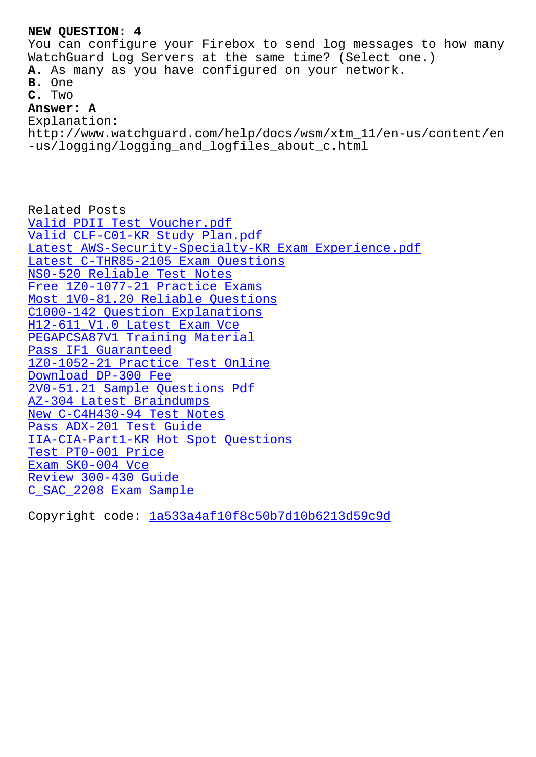**NEW QUESTION: 4**

You can configure your Firebox to send log messages to how many WatchGuard Log Servers at the same time? (Select one.)

**A.** As many as you have configured on your network.
**B.** One
**C.** Two

**Answer: A**

Explanation:
http://www.watchguard.com/help/docs/wsm/xtm_11/en-us/content/en-us/logging/logging_and_logfiles_about_c.html

Related Posts
Valid PDII Test Voucher.pdf
Valid CLF-C01-KR Study Plan.pdf
Latest AWS-Security-Specialty-KR Exam Experience.pdf
Latest C-THR85-2105 Exam Questions
NS0-520 Reliable Test Notes
Free 1Z0-1077-21 Practice Exams
Most 1V0-81.20 Reliable Questions
C1000-142 Question Explanations
H12-611_V1.0 Latest Exam Vce
PEGAPCSA87V1 Training Material
Pass IF1 Guaranteed
1Z0-1052-21 Practice Test Online
Download DP-300 Fee
2V0-51.21 Sample Questions Pdf
AZ-304 Latest Braindumps
New C-C4H430-94 Test Notes
Pass ADX-201 Test Guide
IIA-CIA-Part1-KR Hot Spot Questions
Test PT0-001 Price
Exam SK0-004 Vce
Review 300-430 Guide
C_SAC_2208 Exam Sample

Copyright code: 1a533a4af10f8c50b7d10b6213d59c9d